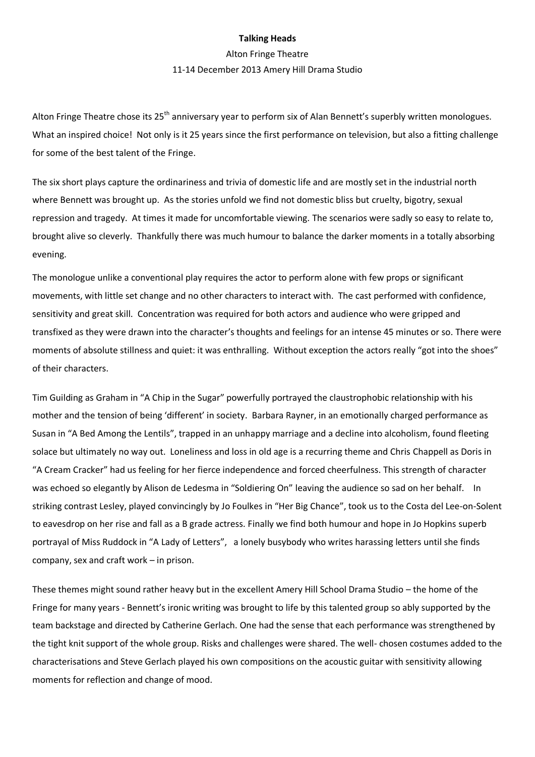**Talking Heads**

Alton Fringe Theatre

11-14 December 2013 Amery Hill Drama Studio

Alton Fringe Theatre chose its 25$^{th}$ anniversary year to perform six of Alan Bennett's superbly written monologues. What an inspired choice! Not only is it 25 years since the first performance on television, but also a fitting challenge for some of the best talent of the Fringe.

The six short plays capture the ordinariness and trivia of domestic life and are mostly set in the industrial north where Bennett was brought up. As the stories unfold we find not domestic bliss but cruelty, bigotry, sexual repression and tragedy. At times it made for uncomfortable viewing. The scenarios were sadly so easy to relate to, brought alive so cleverly. Thankfully there was much humour to balance the darker moments in a totally absorbing evening.

The monologue unlike a conventional play requires the actor to perform alone with few props or significant movements, with little set change and no other characters to interact with. The cast performed with confidence, sensitivity and great skill. Concentration was required for both actors and audience who were gripped and transfixed as they were drawn into the character's thoughts and feelings for an intense 45 minutes or so. There were moments of absolute stillness and quiet: it was enthralling. Without exception the actors really "got into the shoes" of their characters.

Tim Guilding as Graham in "A Chip in the Sugar" powerfully portrayed the claustrophobic relationship with his mother and the tension of being 'different' in society. Barbara Rayner, in an emotionally charged performance as Susan in "A Bed Among the Lentils", trapped in an unhappy marriage and a decline into alcoholism, found fleeting solace but ultimately no way out. Loneliness and loss in old age is a recurring theme and Chris Chappell as Doris in "A Cream Cracker" had us feeling for her fierce independence and forced cheerfulness. This strength of character was echoed so elegantly by Alison de Ledesma in "Soldiering On" leaving the audience so sad on her behalf. In striking contrast Lesley, played convincingly by Jo Foulkes in "Her Big Chance", took us to the Costa del Lee-on-Solent to eavesdrop on her rise and fall as a B grade actress. Finally we find both humour and hope in Jo Hopkins superb portrayal of Miss Ruddock in "A Lady of Letters", a lonely busybody who writes harassing letters until she finds company, sex and craft work – in prison.

These themes might sound rather heavy but in the excellent Amery Hill School Drama Studio – the home of the Fringe for many years - Bennett's ironic writing was brought to life by this talented group so ably supported by the team backstage and directed by Catherine Gerlach. One had the sense that each performance was strengthened by the tight knit support of the whole group. Risks and challenges were shared. The well- chosen costumes added to the characterisations and Steve Gerlach played his own compositions on the acoustic guitar with sensitivity allowing moments for reflection and change of mood.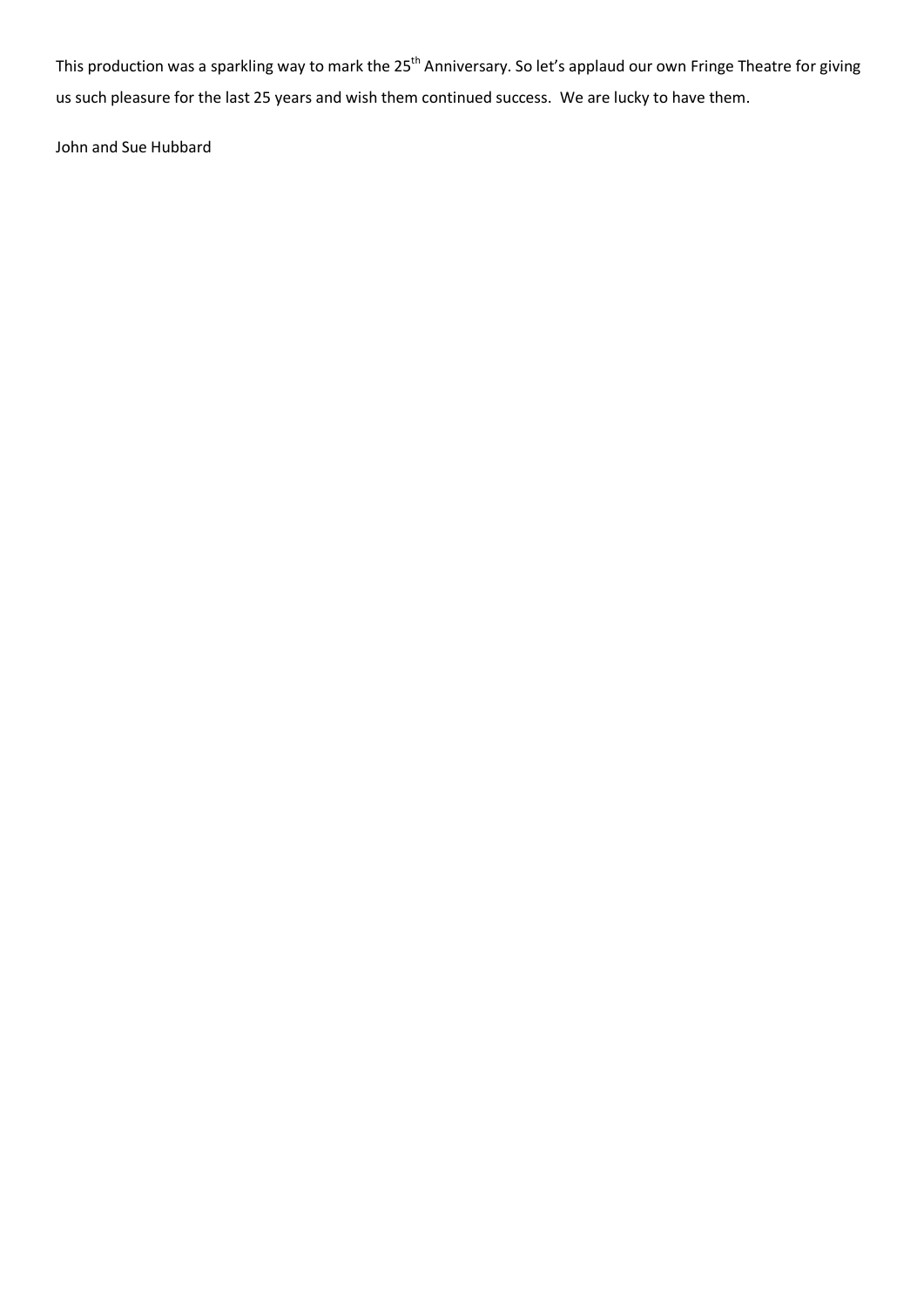This production was a sparkling way to mark the 25th Anniversary. So let's applaud our own Fringe Theatre for giving us such pleasure for the last 25 years and wish them continued success. We are lucky to have them.

John and Sue Hubbard